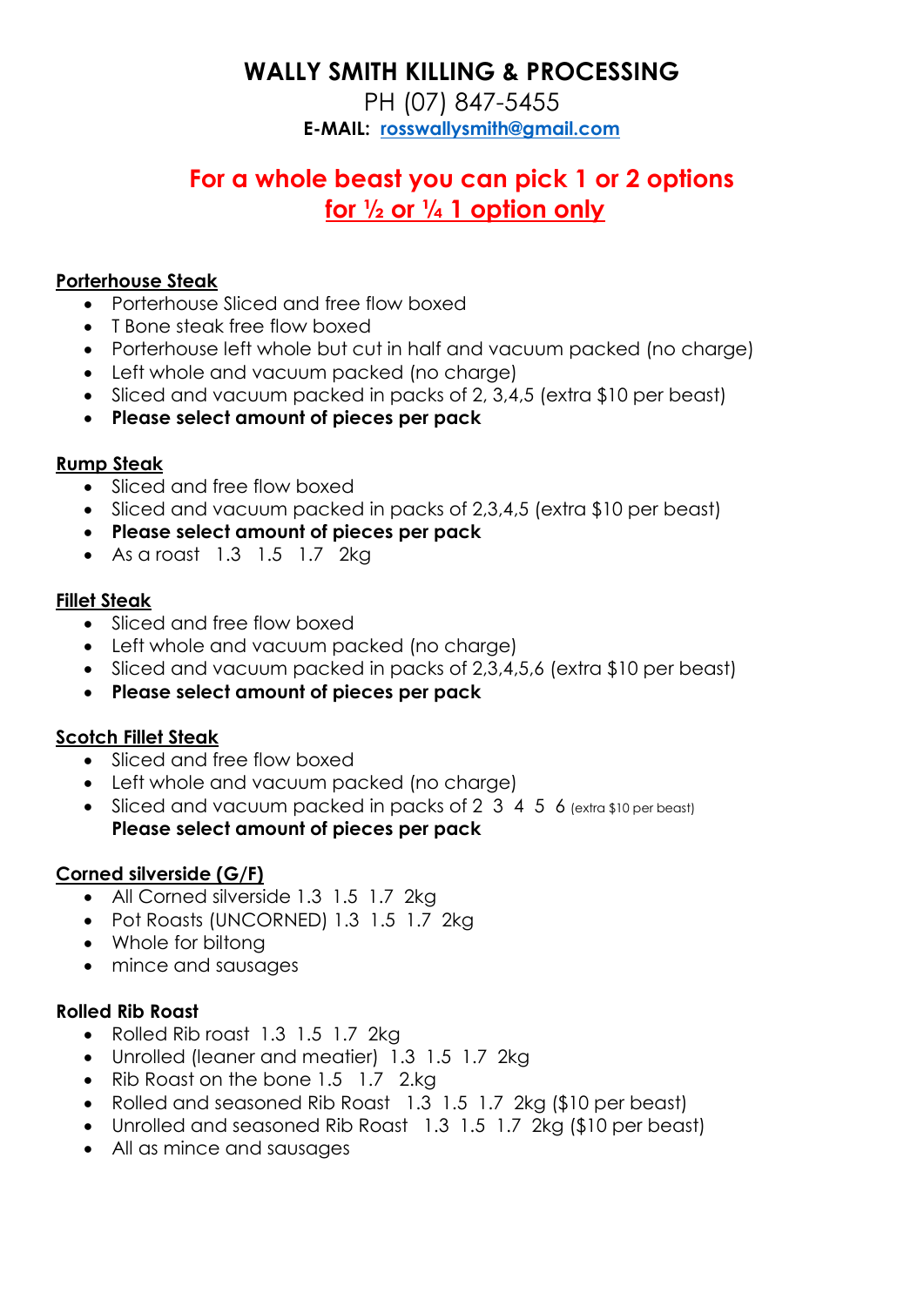# WALLY SMITH KILLING & PROCESSING

PH (07) 847-5455

**E-MAIL: rosswallysmith@gmail.com**

## For a whole beast you can pick 1 or 2 options
## for ½ or ¼ 1 option only

### Porterhouse Steak

- Porterhouse Sliced and free flow boxed
- T Bone steak free flow boxed
- Porterhouse left whole but cut in half and vacuum packed (no charge)
- Left whole and vacuum packed (no charge)
- Sliced and vacuum packed in packs of 2, 3,4,5 (extra $10 per beast)
- **Please select amount of pieces per pack**

### Rump Steak

- Sliced and free flow boxed
- Sliced and vacuum packed in packs of 2,3,4,5 (extra $10 per beast)
- **Please select amount of pieces per pack**
- As a roast 1.3 1.5 1.7 2kg

### Fillet Steak

- Sliced and free flow boxed
- Left whole and vacuum packed (no charge)
- Sliced and vacuum packed in packs of 2,3,4,5,6 (extra $10 per beast)
- **Please select amount of pieces per pack**

### Scotch Fillet Steak

- Sliced and free flow boxed
- Left whole and vacuum packed (no charge)
- Sliced and vacuum packed in packs of 2 3 4 5 6 (extra $10 per beast)
  **Please select amount of pieces per pack**

### Corned silverside (G/F)

- All Corned silverside 1.3 1.5 1.7 2kg
- Pot Roasts (UNCORNED) 1.3 1.5 1.7 2kg
- Whole for biltong
- mince and sausages

### Rolled Rib Roast

- Rolled Rib roast 1.3 1.5 1.7 2kg
- Unrolled (leaner and meatier) 1.3 1.5 1.7 2kg
- Rib Roast on the bone 1.5 1.7 2.kg
- Rolled and seasoned Rib Roast 1.3 1.5 1.7 2kg ($10 per beast)
- Unrolled and seasoned Rib Roast 1.3 1.5 1.7 2kg ($10 per beast)
- All as mince and sausages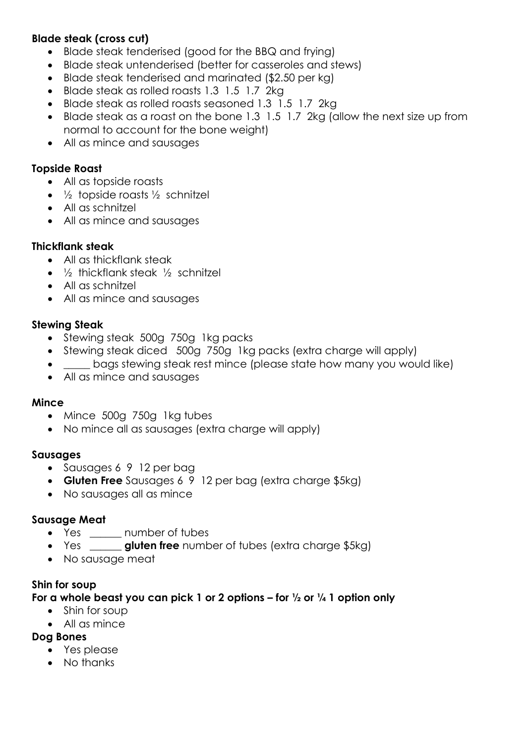**Blade steak (cross cut)**

- Blade steak tenderised (good for the BBQ and frying)
- Blade steak untenderised (better for casseroles and stews)
- Blade steak tenderised and marinated ($2.50 per kg)
- Blade steak as rolled roasts 1.3 1.5 1.7 2kg
- Blade steak as rolled roasts seasoned 1.3 1.5 1.7 2kg
- Blade steak as a roast on the bone 1.3 1.5 1.7 2kg (allow the next size up from normal to account for the bone weight)
- All as mince and sausages

**Topside Roast**

- All as topside roasts
- ½ topside roasts ½ schnitzel
- All as schnitzel
- All as mince and sausages

**Thickflank steak**

- All as thickflank steak
- ½ thickflank steak ½ schnitzel
- All as schnitzel
- All as mince and sausages

**Stewing Steak**

- Stewing steak 500g 750g 1kg packs
- Stewing steak diced 500g 750g 1kg packs (extra charge will apply)
- _____ bags stewing steak rest mince (please state how many you would like)
- All as mince and sausages

**Mince**

- Mince 500g 750g 1kg tubes
- No mince all as sausages (extra charge will apply)

**Sausages**

- Sausages 6 9 12 per bag
- **Gluten Free** Sausages 6 9 12 per bag (extra charge $5kg)
- No sausages all as mince

**Sausage Meat**

- Yes ______ number of tubes
- Yes ______ **gluten free** number of tubes (extra charge $5kg)
- No sausage meat

**Shin for soup**

**For a whole beast you can pick 1 or 2 options – for ½ or ¼ 1 option only**

- Shin for soup
- All as mince

**Dog Bones**

- Yes please
- No thanks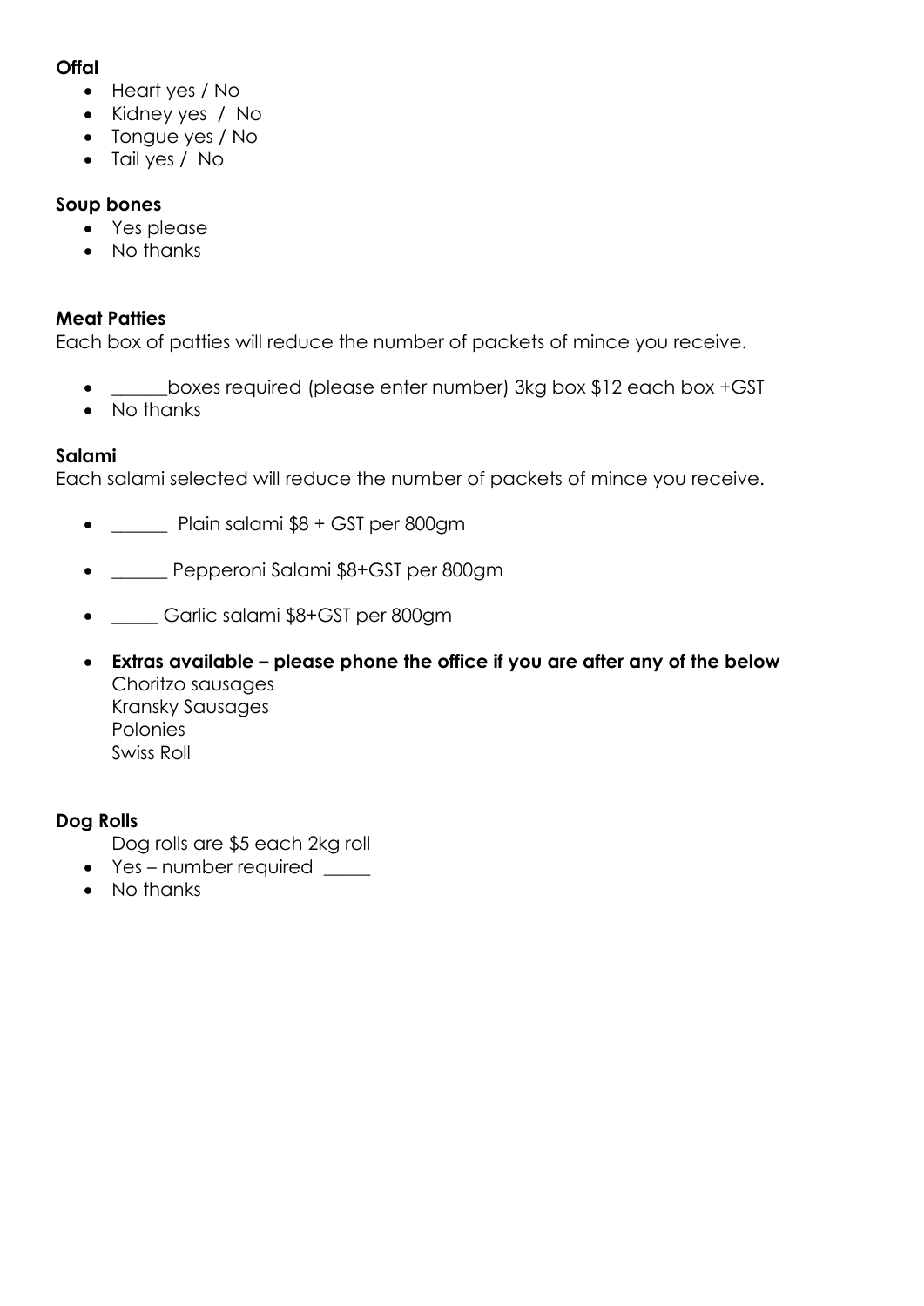**Offal**

- Heart yes / No
- Kidney yes / No
- Tongue yes / No
- Tail yes / No

**Soup bones**

- Yes please
- No thanks

**Meat Patties**

Each box of patties will reduce the number of packets of mince you receive.

- ______boxes required (please enter number) 3kg box $12 each box +GST
- No thanks

**Salami**

Each salami selected will reduce the number of packets of mince you receive.

- ______ Plain salami $8 + GST per 800gm
- ______ Pepperoni Salami $8+GST per 800gm
- _____ Garlic salami $8+GST per 800gm
- **Extras available – please phone the office if you are after any of the below**
  Choritzo sausages
  Kransky Sausages
  Polonies
  Swiss Roll

**Dog Rolls**

Dog rolls are $5 each 2kg roll

- Yes – number required _____
- No thanks